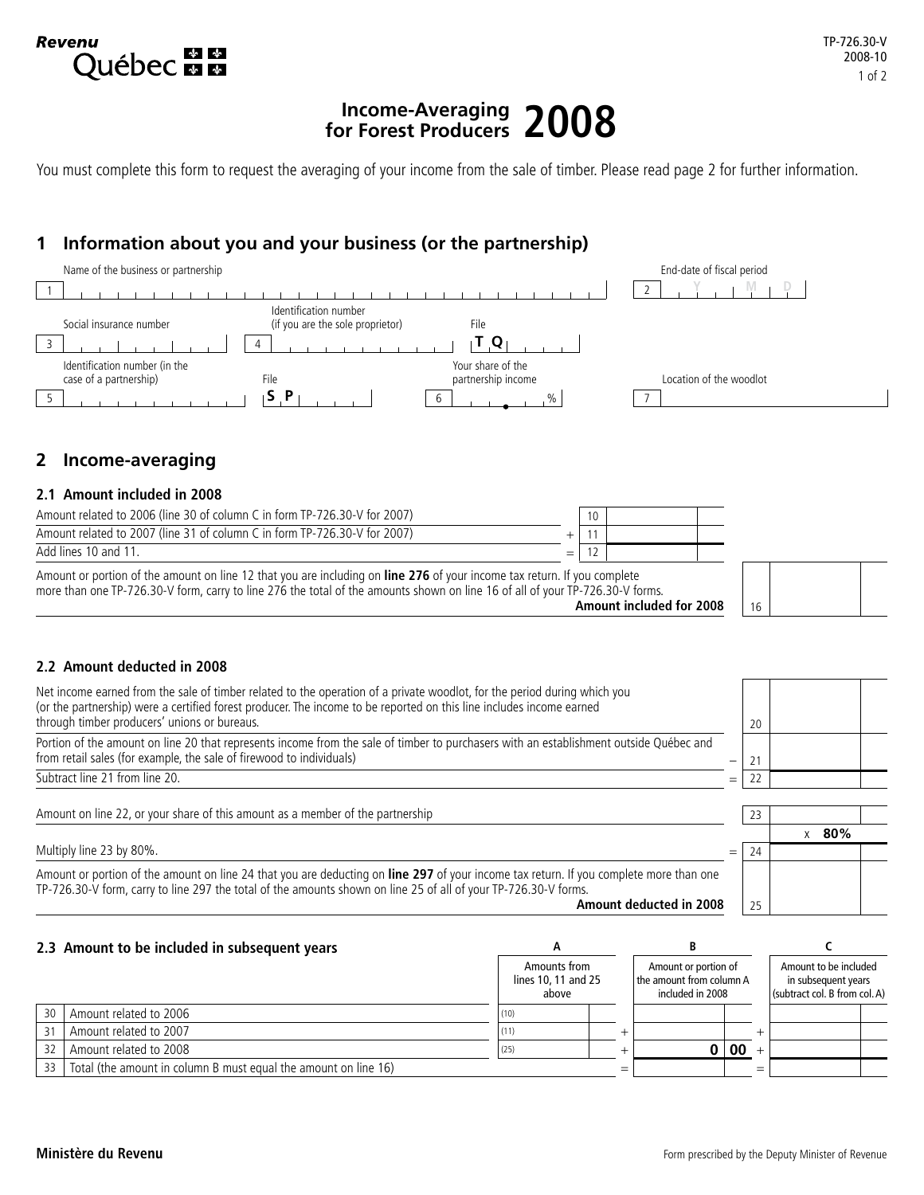Revenu Québec

TP-726.30-V 2008-10

# Income-Averaging for Forest Producers 2008

You must complete this form to request the averaging of your income from the sale of timber. Please read page 2 for further information.

## 1 Information about you and your business (or the partnership)

| | |
|---|---|
| 1 Name of the business or partnership | 2 End-date of fiscal period (Y M D) |
| 3 Social insurance number | 4 Identification number (if you are the sole proprietor) — File T Q |
| 5 Identification number (in the case of a partnership) — File S P | 6 Your share of the partnership income % |
| 7 Location of the woodlot | |

## 2 Income-averaging

### 2.1 Amount included in 2008

| | | Line | Amount |
|---|---|---|---|
| Amount related to 2006 (line 30 of column C in form TP-726.30-V for 2007) | | 10 | |
| Amount related to 2007 (line 31 of column C in form TP-726.30-V for 2007) | + | 11 | |
| Add lines 10 and 11. | = | 12 | |
| Amount or portion of the amount on line 12 that you are including on **line 276** of your income tax return. If you complete more than one TP-726.30-V form, carry to line 276 the total of the amounts shown on line 16 of all of your TP-726.30-V forms. **Amount included for 2008** | | 16 | |

### 2.2 Amount deducted in 2008

| | | Line | Amount |
|---|---|---|---|
| Net income earned from the sale of timber related to the operation of a private woodlot, for the period during which you (or the partnership) were a certified forest producer. The income to be reported on this line includes income earned through timber producers' unions or bureaus. | | 20 | |
| Portion of the amount on line 20 that represents income from the sale of timber to purchasers with an establishment outside Québec and from retail sales (for example, the sale of firewood to individuals) | – | 21 | |
| Subtract line 21 from line 20. | = | 22 | |
| Amount on line 22, or your share of this amount as a member of the partnership | | 23 | |
| | | | x **80%** |
| Multiply line 23 by 80%. | = | 24 | |
| Amount or portion of the amount on line 24 that you are deducting on **line 297** of your income tax return. If you complete more than one TP-726.30-V form, carry to line 297 the total of the amounts shown on line 25 of all of your TP-726.30-V forms. **Amount deducted in 2008** | | 25 | |

### 2.3 Amount to be included in subsequent years

| | | A<br>Amounts from lines 10, 11 and 25 above | | B<br>Amount or portion of the amount from column A included in 2008 | | C<br>Amount to be included in subsequent years (subtract col. B from col. A) |
|---|---|---|---|---|---|---|
| 30 | Amount related to 2006 | (10) | | | | |
| 31 | Amount related to 2007 | (11) | + | | + | |
| 32 | Amount related to 2008 | (25) | + | **0 00** | + | |
| 33 | Total (the amount in column B must equal the amount on line 16) | | = | | = | |

**Ministère du Revenu**

Form prescribed by the Deputy Minister of Revenue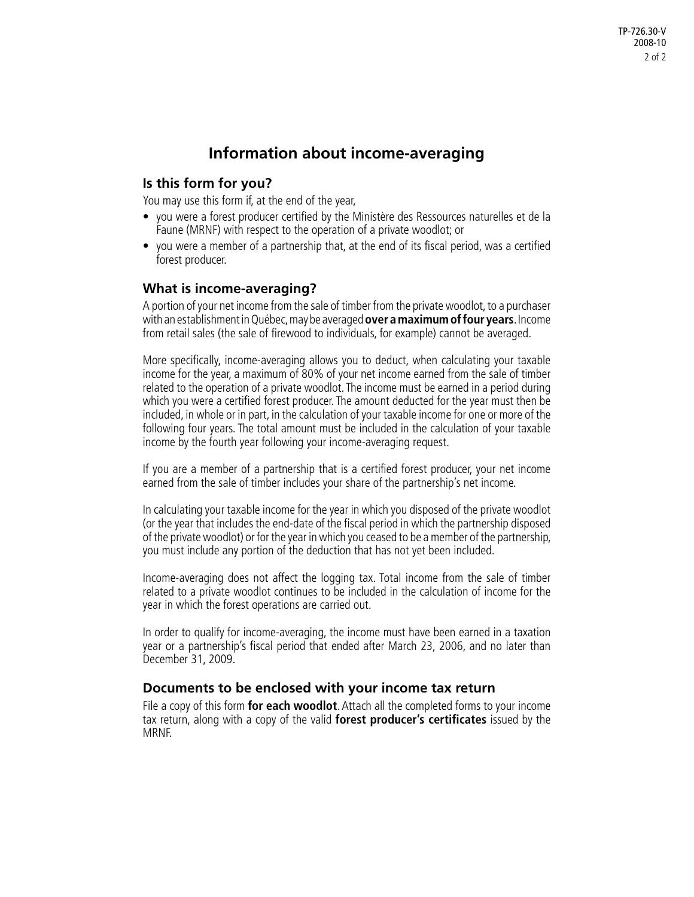# Information about income-averaging

## Is this form for you?

You may use this form if, at the end of the year,

- you were a forest producer certified by the Ministère des Ressources naturelles et de la Faune (MRNF) with respect to the operation of a private woodlot; or
- you were a member of a partnership that, at the end of its fiscal period, was a certified forest producer.

## What is income-averaging?

A portion of your net income from the sale of timber from the private woodlot, to a purchaser with an establishment in Québec, may be averaged **over a maximum of four years**. Income from retail sales (the sale of firewood to individuals, for example) cannot be averaged.

More specifically, income-averaging allows you to deduct, when calculating your taxable income for the year, a maximum of 80% of your net income earned from the sale of timber related to the operation of a private woodlot. The income must be earned in a period during which you were a certified forest producer. The amount deducted for the year must then be included, in whole or in part, in the calculation of your taxable income for one or more of the following four years. The total amount must be included in the calculation of your taxable income by the fourth year following your income-averaging request.

If you are a member of a partnership that is a certified forest producer, your net income earned from the sale of timber includes your share of the partnership's net income.

In calculating your taxable income for the year in which you disposed of the private woodlot (or the year that includes the end-date of the fiscal period in which the partnership disposed of the private woodlot) or for the year in which you ceased to be a member of the partnership, you must include any portion of the deduction that has not yet been included.

Income-averaging does not affect the logging tax. Total income from the sale of timber related to a private woodlot continues to be included in the calculation of income for the year in which the forest operations are carried out.

In order to qualify for income-averaging, the income must have been earned in a taxation year or a partnership's fiscal period that ended after March 23, 2006, and no later than December 31, 2009.

## Documents to be enclosed with your income tax return

File a copy of this form **for each woodlot**. Attach all the completed forms to your income tax return, along with a copy of the valid **forest producer's certificates** issued by the MRNF.